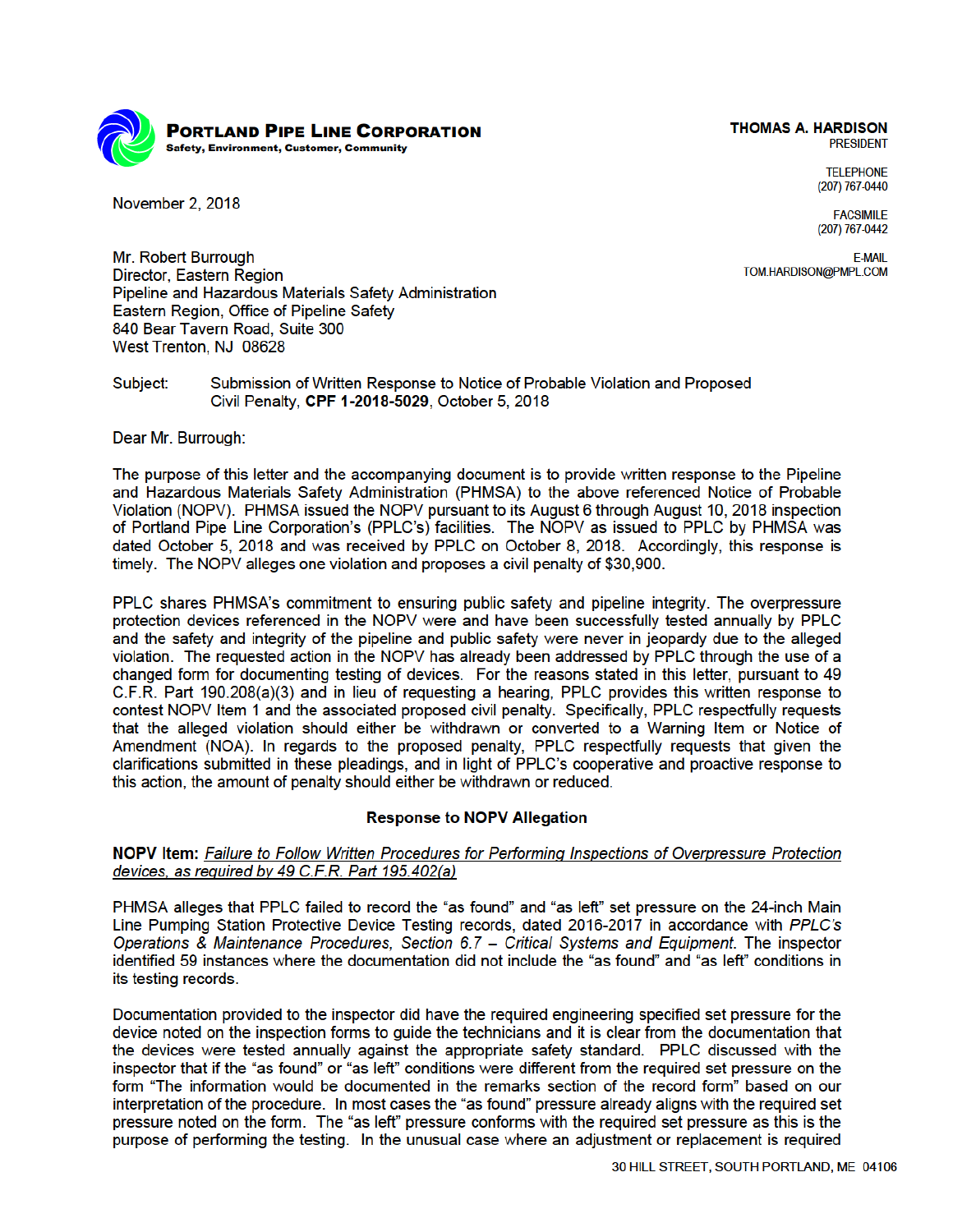**PORTLAND PIPE LINE CORPORATION**
Safety, Environment, Customer, Community

**THOMAS A. HARDISON**
PRESIDENT

TELEPHONE
(207) 767-0440

FACSIMILE
(207) 767-0442

E-MAIL
TOM.HARDISON@PMPL.COM

November 2, 2018

Mr. Robert Burrough
Director, Eastern Region
Pipeline and Hazardous Materials Safety Administration
Eastern Region, Office of Pipeline Safety
840 Bear Tavern Road, Suite 300
West Trenton, NJ 08628

Subject: Submission of Written Response to Notice of Probable Violation and Proposed Civil Penalty, **CPF 1-2018-5029**, October 5, 2018

Dear Mr. Burrough:

The purpose of this letter and the accompanying document is to provide written response to the Pipeline and Hazardous Materials Safety Administration (PHMSA) to the above referenced Notice of Probable Violation (NOPV). PHMSA issued the NOPV pursuant to its August 6 through August 10, 2018 inspection of Portland Pipe Line Corporation's (PPLC's) facilities. The NOPV as issued to PPLC by PHMSA was dated October 5, 2018 and was received by PPLC on October 8, 2018. Accordingly, this response is timely. The NOPV alleges one violation and proposes a civil penalty of $30,900.

PPLC shares PHMSA's commitment to ensuring public safety and pipeline integrity. The overpressure protection devices referenced in the NOPV were and have been successfully tested annually by PPLC and the safety and integrity of the pipeline and public safety were never in jeopardy due to the alleged violation. The requested action in the NOPV has already been addressed by PPLC through the use of a changed form for documenting testing of devices. For the reasons stated in this letter, pursuant to 49 C.F.R. Part 190.208(a)(3) and in lieu of requesting a hearing, PPLC provides this written response to contest NOPV Item 1 and the associated proposed civil penalty. Specifically, PPLC respectfully requests that the alleged violation should either be withdrawn or converted to a Warning Item or Notice of Amendment (NOA). In regards to the proposed penalty, PPLC respectfully requests that given the clarifications submitted in these pleadings, and in light of PPLC's cooperative and proactive response to this action, the amount of penalty should either be withdrawn or reduced.

## Response to NOPV Allegation

**NOPV Item:** _Failure to Follow Written Procedures for Performing Inspections of Overpressure Protection devices, as required by 49 C.F.R. Part 195.402(a)_

PHMSA alleges that PPLC failed to record the "as found" and "as left" set pressure on the 24-inch Main Line Pumping Station Protective Device Testing records, dated 2016-2017 in accordance with *PPLC's Operations & Maintenance Procedures, Section 6.7 – Critical Systems and Equipment*. The inspector identified 59 instances where the documentation did not include the "as found" and "as left" conditions in its testing records.

Documentation provided to the inspector did have the required engineering specified set pressure for the device noted on the inspection forms to guide the technicians and it is clear from the documentation that the devices were tested annually against the appropriate safety standard. PPLC discussed with the inspector that if the "as found" or "as left" conditions were different from the required set pressure on the form "The information would be documented in the remarks section of the record form" based on our interpretation of the procedure. In most cases the "as found" pressure already aligns with the required set pressure noted on the form. The "as left" pressure conforms with the required set pressure as this is the purpose of performing the testing. In the unusual case where an adjustment or replacement is required

30 HILL STREET, SOUTH PORTLAND, ME 04106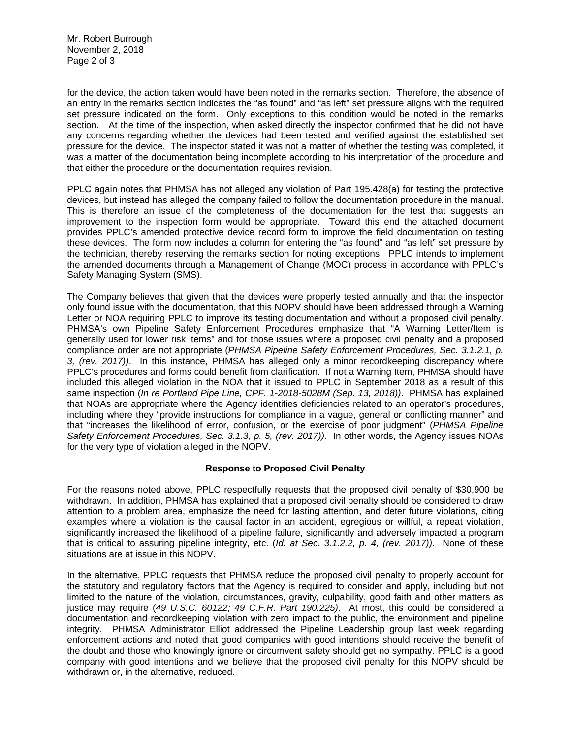for the device, the action taken would have been noted in the remarks section. Therefore, the absence of an entry in the remarks section indicates the "as found" and "as left" set pressure aligns with the required set pressure indicated on the form. Only exceptions to this condition would be noted in the remarks section. At the time of the inspection, when asked directly the inspector confirmed that he did not have any concerns regarding whether the devices had been tested and verified against the established set pressure for the device. The inspector stated it was not a matter of whether the testing was completed, it was a matter of the documentation being incomplete according to his interpretation of the procedure and that either the procedure or the documentation requires revision.

PPLC again notes that PHMSA has not alleged any violation of Part 195.428(a) for testing the protective devices, but instead has alleged the company failed to follow the documentation procedure in the manual. This is therefore an issue of the completeness of the documentation for the test that suggests an improvement to the inspection form would be appropriate. Toward this end the attached document provides PPLC's amended protective device record form to improve the field documentation on testing these devices. The form now includes a column for entering the "as found" and "as left" set pressure by the technician, thereby reserving the remarks section for noting exceptions. PPLC intends to implement the amended documents through a Management of Change (MOC) process in accordance with PPLC's Safety Managing System (SMS).

The Company believes that given that the devices were properly tested annually and that the inspector only found issue with the documentation, that this NOPV should have been addressed through a Warning Letter or NOA requiring PPLC to improve its testing documentation and without a proposed civil penalty. PHMSA's own Pipeline Safety Enforcement Procedures emphasize that "A Warning Letter/Item is generally used for lower risk items" and for those issues where a proposed civil penalty and a proposed compliance order are not appropriate (*PHMSA Pipeline Safety Enforcement Procedures, Sec. 3.1.2.1, p. 3, (rev. 2017))*. In this instance, PHMSA has alleged only a minor recordkeeping discrepancy where PPLC's procedures and forms could benefit from clarification. If not a Warning Item, PHMSA should have included this alleged violation in the NOA that it issued to PPLC in September 2018 as a result of this same inspection (*In re Portland Pipe Line, CPF. 1-2018-5028M (Sep. 13, 2018))*. PHMSA has explained that NOAs are appropriate where the Agency identifies deficiencies related to an operator's procedures, including where they "provide instructions for compliance in a vague, general or conflicting manner" and that "increases the likelihood of error, confusion, or the exercise of poor judgment" (*PHMSA Pipeline Safety Enforcement Procedures, Sec. 3.1.3, p. 5, (rev. 2017))*. In other words, the Agency issues NOAs for the very type of violation alleged in the NOPV.

**Response to Proposed Civil Penalty**

For the reasons noted above, PPLC respectfully requests that the proposed civil penalty of $30,900 be withdrawn. In addition, PHMSA has explained that a proposed civil penalty should be considered to draw attention to a problem area, emphasize the need for lasting attention, and deter future violations, citing examples where a violation is the causal factor in an accident, egregious or willful, a repeat violation, significantly increased the likelihood of a pipeline failure, significantly and adversely impacted a program that is critical to assuring pipeline integrity, etc. (*Id. at Sec. 3.1.2.2, p. 4, (rev. 2017))*. None of these situations are at issue in this NOPV.

In the alternative, PPLC requests that PHMSA reduce the proposed civil penalty to properly account for the statutory and regulatory factors that the Agency is required to consider and apply, including but not limited to the nature of the violation, circumstances, gravity, culpability, good faith and other matters as justice may require (*49 U.S.C. 60122; 49 C.F.R. Part 190.225)*. At most, this could be considered a documentation and recordkeeping violation with zero impact to the public, the environment and pipeline integrity. PHMSA Administrator Elliot addressed the Pipeline Leadership group last week regarding enforcement actions and noted that good companies with good intentions should receive the benefit of the doubt and those who knowingly ignore or circumvent safety should get no sympathy. PPLC is a good company with good intentions and we believe that the proposed civil penalty for this NOPV should be withdrawn or, in the alternative, reduced.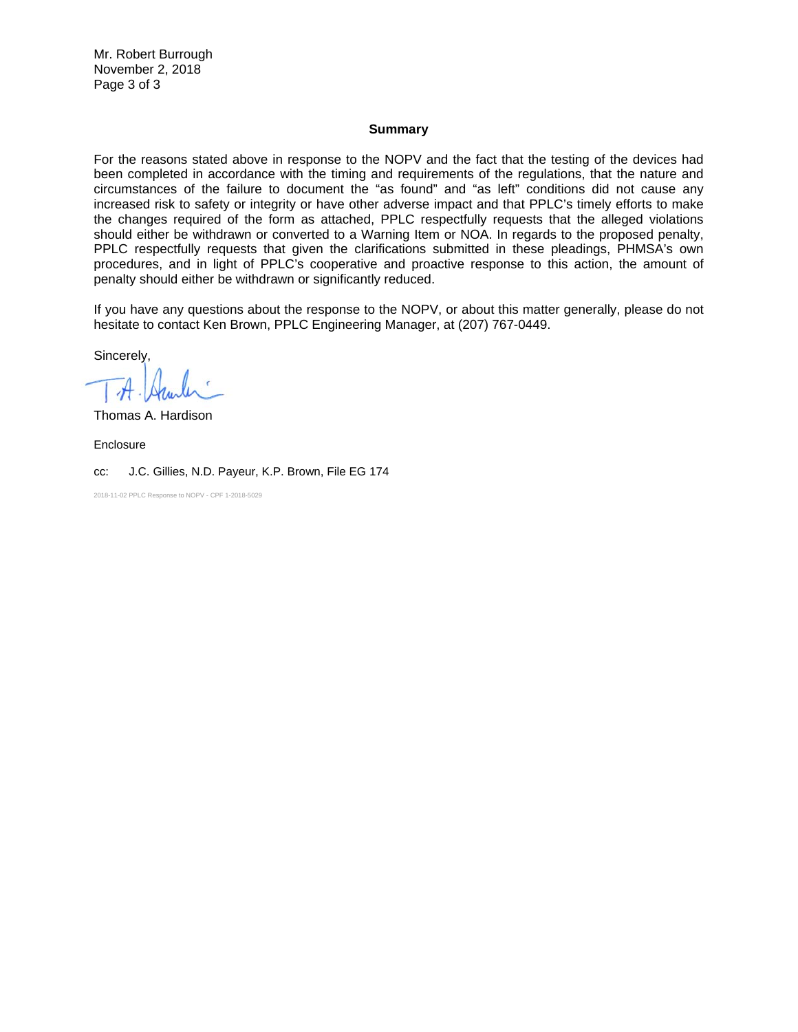Mr. Robert Burrough
November 2, 2018

**Summary**

For the reasons stated above in response to the NOPV and the fact that the testing of the devices had been completed in accordance with the timing and requirements of the regulations, that the nature and circumstances of the failure to document the "as found" and "as left" conditions did not cause any increased risk to safety or integrity or have other adverse impact and that PPLC's timely efforts to make the changes required of the form as attached, PPLC respectfully requests that the alleged violations should either be withdrawn or converted to a Warning Item or NOA. In regards to the proposed penalty, PPLC respectfully requests that given the clarifications submitted in these pleadings, PHMSA's own procedures, and in light of PPLC's cooperative and proactive response to this action, the amount of penalty should either be withdrawn or significantly reduced.

If you have any questions about the response to the NOPV, or about this matter generally, please do not hesitate to contact Ken Brown, PPLC Engineering Manager, at (207) 767-0449.

Sincerely,

T.A. Hardison

Thomas A. Hardison

Enclosure

cc: J.C. Gillies, N.D. Payeur, K.P. Brown, File EG 174

2018-11-02 PPLC Response to NOPV - CPF 1-2018-5029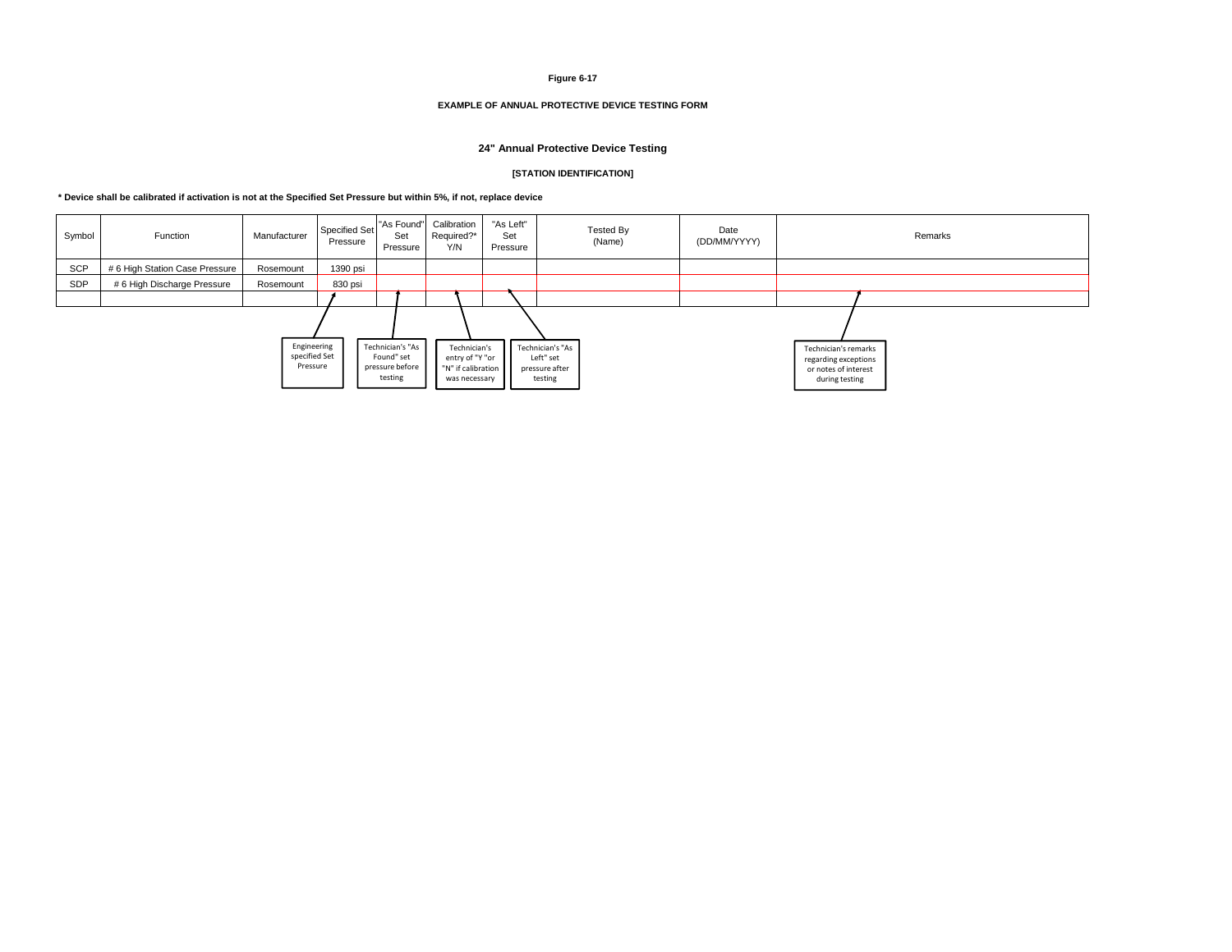**Figure 6-17**

**EXAMPLE OF ANNUAL PROTECTIVE DEVICE TESTING FORM**

## 24" Annual Protective Device Testing

**[STATION IDENTIFICATION]**

**\* Device shall be calibrated if activation is not at the Specified Set Pressure but within 5%, if not, replace device**

| Symbol | Function | Manufacturer | Specified Set Pressure | "As Found" Set Pressure | Calibration Required?* Y/N | "As Left" Set Pressure | Tested By (Name) | Date (DD/MM/YYYY) | Remarks |
|---|---|---|---|---|---|---|---|---|---|
| SCP | # 6 High Station Case Pressure | Rosemount | 1390 psi | | | | | | |
| SDP | # 6 High Discharge Pressure | Rosemount | 830 psi | | | | | | |
| | | | | | | | | | |

Engineering specified Set Pressure

Technician's "As Found" set pressure before testing

Technician's entry of "Y "or "N" if calibration was necessary

Technician's "As Left" set pressure after testing

Technician's remarks regarding exceptions or notes of interest during testing